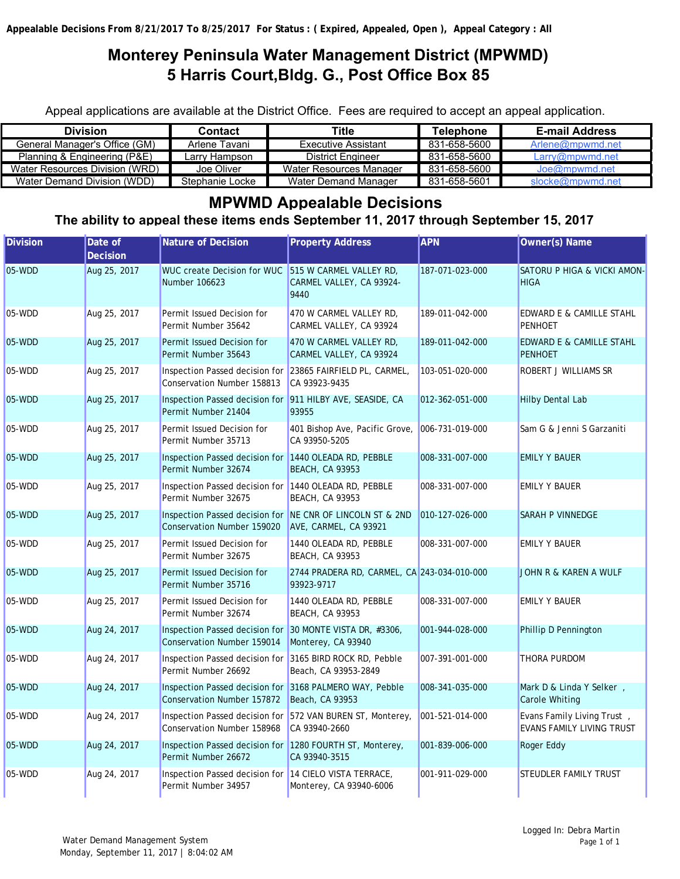**Appealable Decisions From 8/21/2017 To 8/25/2017 For Status : ( Expired, Appealed, Open ), Appeal Category : All**

# Monterey Peninsula Water Management District (MPWMD)
# 5 Harris Court,Bldg. G., Post Office Box 85

Appeal applications are available at the District Office. Fees are required to accept an appeal application.

| Division | Contact | Title | Telephone | E-mail Address |
|---|---|---|---|---|
| General Manager's Office (GM) | Arlene Tavani | Executive Assistant | 831-658-5600 | Arlene@mpwmd.net |
| Planning & Engineering (P&E) | Larry Hampson | District Engineer | 831-658-5600 | Larry@mpwmd.net |
| Water Resources Division (WRD) | Joe Oliver | Water Resources Manager | 831-658-5600 | Joe@mpwmd.net |
| Water Demand Division (WDD) | Stephanie Locke | Water Demand Manager | 831-658-5601 | slocke@mpwmd.net |

## MPWMD Appealable Decisions

### The ability to appeal these items ends September 11, 2017 through September 15, 2017

| Division | Date of Decision | Nature of Decision | Property Address | APN | Owner(s) Name |
|---|---|---|---|---|---|
| 05-WDD | Aug 25, 2017 | WUC create Decision for WUC Number 106623 | 515 W CARMEL VALLEY RD, CARMEL VALLEY, CA 93924-9440 | 187-071-023-000 | SATORU P HIGA & VICKI AMON-HIGA |
| 05-WDD | Aug 25, 2017 | Permit Issued Decision for Permit Number 35642 | 470 W CARMEL VALLEY RD, CARMEL VALLEY, CA 93924 | 189-011-042-000 | EDWARD E & CAMILLE STAHL PENHOET |
| 05-WDD | Aug 25, 2017 | Permit Issued Decision for Permit Number 35643 | 470 W CARMEL VALLEY RD, CARMEL VALLEY, CA 93924 | 189-011-042-000 | EDWARD E & CAMILLE STAHL PENHOET |
| 05-WDD | Aug 25, 2017 | Inspection Passed decision for Conservation Number 158813 | 23865 FAIRFIELD PL, CARMEL, CA 93923-9435 | 103-051-020-000 | ROBERT J WILLIAMS SR |
| 05-WDD | Aug 25, 2017 | Inspection Passed decision for Permit Number 21404 | 911 HILBY AVE, SEASIDE, CA 93955 | 012-362-051-000 | Hilby Dental Lab |
| 05-WDD | Aug 25, 2017 | Permit Issued Decision for Permit Number 35713 | 401 Bishop Ave, Pacific Grove, CA 93950-5205 | 006-731-019-000 | Sam G & Jenni S Garzaniti |
| 05-WDD | Aug 25, 2017 | Inspection Passed decision for Permit Number 32674 | 1440 OLEADA RD, PEBBLE BEACH, CA 93953 | 008-331-007-000 | EMILY Y BAUER |
| 05-WDD | Aug 25, 2017 | Inspection Passed decision for Permit Number 32675 | 1440 OLEADA RD, PEBBLE BEACH, CA 93953 | 008-331-007-000 | EMILY Y BAUER |
| 05-WDD | Aug 25, 2017 | Inspection Passed decision for Conservation Number 159020 | NE CNR OF LINCOLN ST & 2ND AVE, CARMEL, CA 93921 | 010-127-026-000 | SARAH P VINNEDGE |
| 05-WDD | Aug 25, 2017 | Permit Issued Decision for Permit Number 32675 | 1440 OLEADA RD, PEBBLE BEACH, CA 93953 | 008-331-007-000 | EMILY Y BAUER |
| 05-WDD | Aug 25, 2017 | Permit Issued Decision for Permit Number 35716 | 2744 PRADERA RD, CARMEL, CA 93923-9717 | 243-034-010-000 | JOHN R & KAREN A WULF |
| 05-WDD | Aug 25, 2017 | Permit Issued Decision for Permit Number 32674 | 1440 OLEADA RD, PEBBLE BEACH, CA 93953 | 008-331-007-000 | EMILY Y BAUER |
| 05-WDD | Aug 24, 2017 | Inspection Passed decision for Conservation Number 159014 | 30 MONTE VISTA DR, #3306, Monterey, CA 93940 | 001-944-028-000 | Phillip D Pennington |
| 05-WDD | Aug 24, 2017 | Inspection Passed decision for Permit Number 26692 | 3165 BIRD ROCK RD, Pebble Beach, CA 93953-2849 | 007-391-001-000 | THORA PURDOM |
| 05-WDD | Aug 24, 2017 | Inspection Passed decision for Conservation Number 157872 | 3168 PALMERO WAY, Pebble Beach, CA 93953 | 008-341-035-000 | Mark D & Linda Y Selker , Carole Whiting |
| 05-WDD | Aug 24, 2017 | Inspection Passed decision for Conservation Number 158968 | 572 VAN BUREN ST, Monterey, CA 93940-2660 | 001-521-014-000 | Evans Family Living Trust , EVANS FAMILY LIVING TRUST |
| 05-WDD | Aug 24, 2017 | Inspection Passed decision for Permit Number 26672 | 1280 FOURTH ST, Monterey, CA 93940-3515 | 001-839-006-000 | Roger Eddy |
| 05-WDD | Aug 24, 2017 | Inspection Passed decision for Permit Number 34957 | 14 CIELO VISTA TERRACE, Monterey, CA 93940-6006 | 001-911-029-000 | STEUDLER FAMILY TRUST |

Water Demand Management System
Monday, September 11, 2017 | 8:04:02 AM

Logged In: Debra Martin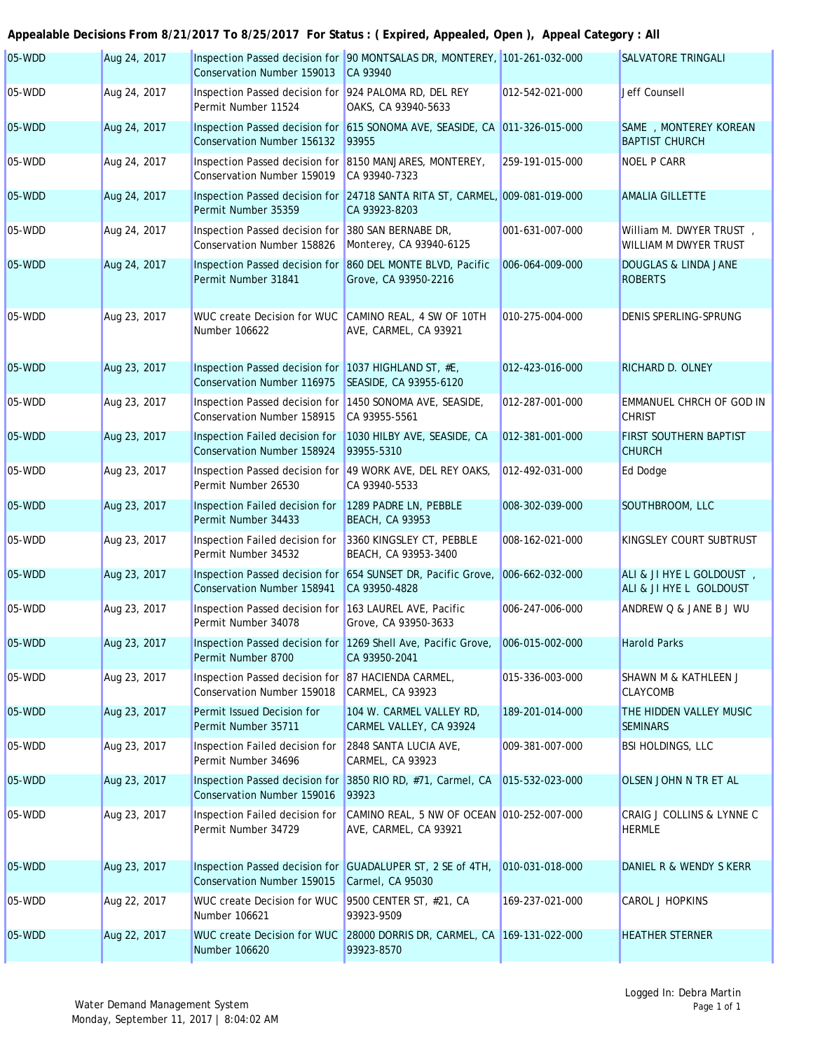**Appealable Decisions From 8/21/2017 To 8/25/2017 For Status : ( Expired, Appealed, Open ), Appeal Category : All**

| | | | | | |
|---|---|---|---|---|---|
| 05-WDD | Aug 24, 2017 | Inspection Passed decision for Conservation Number 159013 | 90 MONTSALAS DR, MONTEREY, CA 93940 | 101-261-032-000 | SALVATORE TRINGALI |
| 05-WDD | Aug 24, 2017 | Inspection Passed decision for Permit Number 11524 | 924 PALOMA RD, DEL REY OAKS, CA 93940-5633 | 012-542-021-000 | Jeff Counsell |
| 05-WDD | Aug 24, 2017 | Inspection Passed decision for Conservation Number 156132 | 615 SONOMA AVE, SEASIDE, CA 93955 | 011-326-015-000 | SAME , MONTEREY KOREAN BAPTIST CHURCH |
| 05-WDD | Aug 24, 2017 | Inspection Passed decision for Conservation Number 159019 | 8150 MANJARES, MONTEREY, CA 93940-7323 | 259-191-015-000 | NOEL P CARR |
| 05-WDD | Aug 24, 2017 | Inspection Passed decision for Permit Number 35359 | 24718 SANTA RITA ST, CARMEL, CA 93923-8203 | 009-081-019-000 | AMALIA GILLETTE |
| 05-WDD | Aug 24, 2017 | Inspection Passed decision for Conservation Number 158826 | 380 SAN BERNABE DR, Monterey, CA 93940-6125 | 001-631-007-000 | William M. DWYER TRUST , WILLIAM M DWYER TRUST |
| 05-WDD | Aug 24, 2017 | Inspection Passed decision for Permit Number 31841 | 860 DEL MONTE BLVD, Pacific Grove, CA 93950-2216 | 006-064-009-000 | DOUGLAS & LINDA JANE ROBERTS |
| 05-WDD | Aug 23, 2017 | WUC create Decision for WUC Number 106622 | CAMINO REAL, 4 SW OF 10TH AVE, CARMEL, CA 93921 | 010-275-004-000 | DENIS SPERLING-SPRUNG |
| 05-WDD | Aug 23, 2017 | Inspection Passed decision for Conservation Number 116975 | 1037 HIGHLAND ST, #E, SEASIDE, CA 93955-6120 | 012-423-016-000 | RICHARD D. OLNEY |
| 05-WDD | Aug 23, 2017 | Inspection Passed decision for Conservation Number 158915 | 1450 SONOMA AVE, SEASIDE, CA 93955-5561 | 012-287-001-000 | EMMANUEL CHRCH OF GOD IN CHRIST |
| 05-WDD | Aug 23, 2017 | Inspection Failed decision for Conservation Number 158924 | 1030 HILBY AVE, SEASIDE, CA 93955-5310 | 012-381-001-000 | FIRST SOUTHERN BAPTIST CHURCH |
| 05-WDD | Aug 23, 2017 | Inspection Passed decision for Permit Number 26530 | 49 WORK AVE, DEL REY OAKS, CA 93940-5533 | 012-492-031-000 | Ed Dodge |
| 05-WDD | Aug 23, 2017 | Inspection Failed decision for Permit Number 34433 | 1289 PADRE LN, PEBBLE BEACH, CA 93953 | 008-302-039-000 | SOUTHBROOM, LLC |
| 05-WDD | Aug 23, 2017 | Inspection Failed decision for Permit Number 34532 | 3360 KINGSLEY CT, PEBBLE BEACH, CA 93953-3400 | 008-162-021-000 | KINGSLEY COURT SUBTRUST |
| 05-WDD | Aug 23, 2017 | Inspection Passed decision for Conservation Number 158941 | 654 SUNSET DR, Pacific Grove, CA 93950-4828 | 006-662-032-000 | ALI & JI HYE L GOLDOUST , ALI & JI HYE L GOLDOUST |
| 05-WDD | Aug 23, 2017 | Inspection Passed decision for Permit Number 34078 | 163 LAUREL AVE, Pacific Grove, CA 93950-3633 | 006-247-006-000 | ANDREW Q & JANE B J WU |
| 05-WDD | Aug 23, 2017 | Inspection Passed decision for Permit Number 8700 | 1269 Shell Ave, Pacific Grove, CA 93950-2041 | 006-015-002-000 | Harold Parks |
| 05-WDD | Aug 23, 2017 | Inspection Passed decision for Conservation Number 159018 | 87 HACIENDA CARMEL, CARMEL, CA 93923 | 015-336-003-000 | SHAWN M & KATHLEEN J CLAYCOMB |
| 05-WDD | Aug 23, 2017 | Permit Issued Decision for Permit Number 35711 | 104 W. CARMEL VALLEY RD, CARMEL VALLEY, CA 93924 | 189-201-014-000 | THE HIDDEN VALLEY MUSIC SEMINARS |
| 05-WDD | Aug 23, 2017 | Inspection Failed decision for Permit Number 34696 | 2848 SANTA LUCIA AVE, CARMEL, CA 93923 | 009-381-007-000 | BSI HOLDINGS, LLC |
| 05-WDD | Aug 23, 2017 | Inspection Passed decision for Conservation Number 159016 | 3850 RIO RD, #71, Carmel, CA 93923 | 015-532-023-000 | OLSEN JOHN N TR ET AL |
| 05-WDD | Aug 23, 2017 | Inspection Failed decision for Permit Number 34729 | CAMINO REAL, 5 NW OF OCEAN AVE, CARMEL, CA 93921 | 010-252-007-000 | CRAIG J COLLINS & LYNNE C HERMLE |
| 05-WDD | Aug 23, 2017 | Inspection Passed decision for Conservation Number 159015 | GUADALUPER ST, 2 SE of 4TH, Carmel, CA 95030 | 010-031-018-000 | DANIEL R & WENDY S KERR |
| 05-WDD | Aug 22, 2017 | WUC create Decision for WUC Number 106621 | 9500 CENTER ST, #21, CA 93923-9509 | 169-237-021-000 | CAROL J HOPKINS |
| 05-WDD | Aug 22, 2017 | WUC create Decision for WUC Number 106620 | 28000 DORRIS DR, CARMEL, CA 93923-8570 | 169-131-022-000 | HEATHER STERNER |

Water Demand Management System
Monday, September 11, 2017 | 8:04:02 AM

Logged In: Debra Martin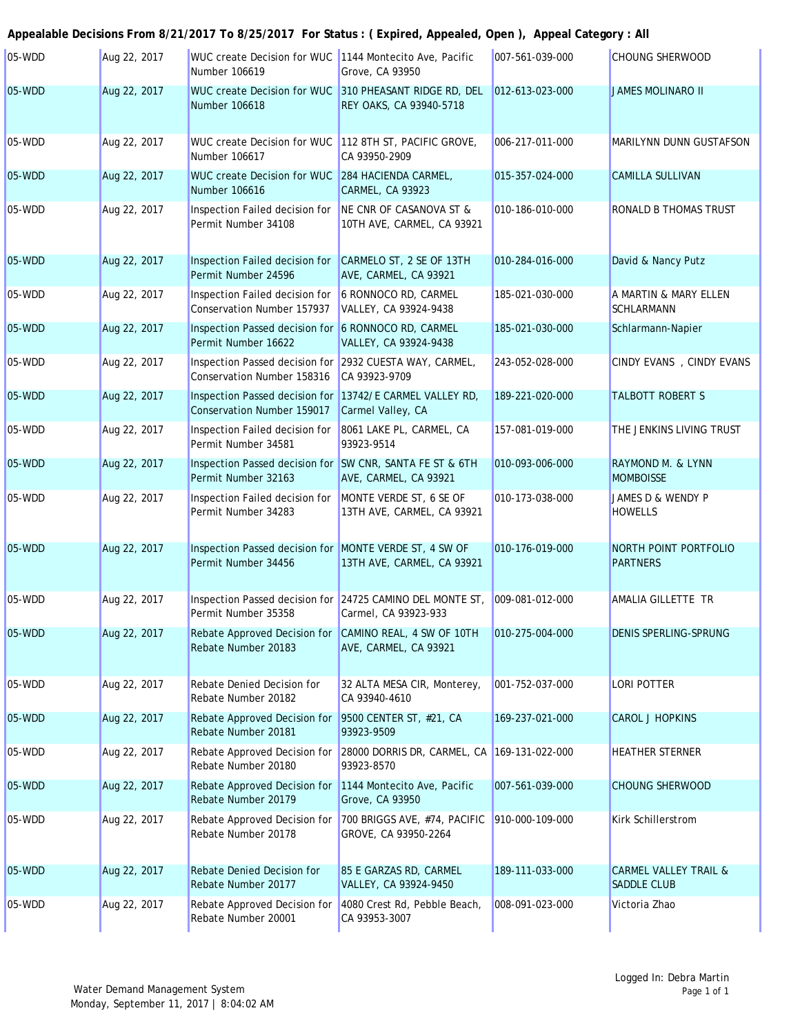**Appealable Decisions From 8/21/2017 To 8/25/2017 For Status : ( Expired, Appealed, Open ), Appeal Category : All**

| | | | | | |
|---|---|---|---|---|---|
| 05-WDD | Aug 22, 2017 | WUC create Decision for WUC Number 106619 | 1144 Montecito Ave, Pacific Grove, CA 93950 | 007-561-039-000 | CHOUNG SHERWOOD |
| 05-WDD | Aug 22, 2017 | WUC create Decision for WUC Number 106618 | 310 PHEASANT RIDGE RD, DEL REY OAKS, CA 93940-5718 | 012-613-023-000 | JAMES MOLINARO II |
| 05-WDD | Aug 22, 2017 | WUC create Decision for WUC Number 106617 | 112 8TH ST, PACIFIC GROVE, CA 93950-2909 | 006-217-011-000 | MARILYNN DUNN GUSTAFSON |
| 05-WDD | Aug 22, 2017 | WUC create Decision for WUC Number 106616 | 284 HACIENDA CARMEL, CARMEL, CA 93923 | 015-357-024-000 | CAMILLA SULLIVAN |
| 05-WDD | Aug 22, 2017 | Inspection Failed decision for Permit Number 34108 | NE CNR OF CASANOVA ST & 10TH AVE, CARMEL, CA 93921 | 010-186-010-000 | RONALD B THOMAS TRUST |
| 05-WDD | Aug 22, 2017 | Inspection Failed decision for Permit Number 24596 | CARMELO ST, 2 SE OF 13TH AVE, CARMEL, CA 93921 | 010-284-016-000 | David & Nancy Putz |
| 05-WDD | Aug 22, 2017 | Inspection Failed decision for Conservation Number 157937 | 6 RONNOCO RD, CARMEL VALLEY, CA 93924-9438 | 185-021-030-000 | A MARTIN & MARY ELLEN SCHLARMANN |
| 05-WDD | Aug 22, 2017 | Inspection Passed decision for Permit Number 16622 | 6 RONNOCO RD, CARMEL VALLEY, CA 93924-9438 | 185-021-030-000 | Schlarmann-Napier |
| 05-WDD | Aug 22, 2017 | Inspection Passed decision for Conservation Number 158316 | 2932 CUESTA WAY, CARMEL, CA 93923-9709 | 243-052-028-000 | CINDY EVANS , CINDY EVANS |
| 05-WDD | Aug 22, 2017 | Inspection Passed decision for Conservation Number 159017 | 13742/E CARMEL VALLEY RD, Carmel Valley, CA | 189-221-020-000 | TALBOTT ROBERT S |
| 05-WDD | Aug 22, 2017 | Inspection Failed decision for Permit Number 34581 | 8061 LAKE PL, CARMEL, CA 93923-9514 | 157-081-019-000 | THE JENKINS LIVING TRUST |
| 05-WDD | Aug 22, 2017 | Inspection Passed decision for Permit Number 32163 | SW CNR, SANTA FE ST & 6TH AVE, CARMEL, CA 93921 | 010-093-006-000 | RAYMOND M. & LYNN MOMBOISSE |
| 05-WDD | Aug 22, 2017 | Inspection Failed decision for Permit Number 34283 | MONTE VERDE ST, 6 SE OF 13TH AVE, CARMEL, CA 93921 | 010-173-038-000 | JAMES D & WENDY P HOWELLS |
| 05-WDD | Aug 22, 2017 | Inspection Passed decision for Permit Number 34456 | MONTE VERDE ST, 4 SW OF 13TH AVE, CARMEL, CA 93921 | 010-176-019-000 | NORTH POINT PORTFOLIO PARTNERS |
| 05-WDD | Aug 22, 2017 | Inspection Passed decision for Permit Number 35358 | 24725 CAMINO DEL MONTE ST, Carmel, CA 93923-933 | 009-081-012-000 | AMALIA GILLETTE TR |
| 05-WDD | Aug 22, 2017 | Rebate Approved Decision for Rebate Number 20183 | CAMINO REAL, 4 SW OF 10TH AVE, CARMEL, CA 93921 | 010-275-004-000 | DENIS SPERLING-SPRUNG |
| 05-WDD | Aug 22, 2017 | Rebate Denied Decision for Rebate Number 20182 | 32 ALTA MESA CIR, Monterey, CA 93940-4610 | 001-752-037-000 | LORI POTTER |
| 05-WDD | Aug 22, 2017 | Rebate Approved Decision for Rebate Number 20181 | 9500 CENTER ST, #21, CA 93923-9509 | 169-237-021-000 | CAROL J HOPKINS |
| 05-WDD | Aug 22, 2017 | Rebate Approved Decision for Rebate Number 20180 | 28000 DORRIS DR, CARMEL, CA 93923-8570 | 169-131-022-000 | HEATHER STERNER |
| 05-WDD | Aug 22, 2017 | Rebate Approved Decision for Rebate Number 20179 | 1144 Montecito Ave, Pacific Grove, CA 93950 | 007-561-039-000 | CHOUNG SHERWOOD |
| 05-WDD | Aug 22, 2017 | Rebate Approved Decision for Rebate Number 20178 | 700 BRIGGS AVE, #74, PACIFIC GROVE, CA 93950-2264 | 910-000-109-000 | Kirk Schillerstrom |
| 05-WDD | Aug 22, 2017 | Rebate Denied Decision for Rebate Number 20177 | 85 E GARZAS RD, CARMEL VALLEY, CA 93924-9450 | 189-111-033-000 | CARMEL VALLEY TRAIL & SADDLE CLUB |
| 05-WDD | Aug 22, 2017 | Rebate Approved Decision for Rebate Number 20001 | 4080 Crest Rd, Pebble Beach, CA 93953-3007 | 008-091-023-000 | Victoria Zhao |

Water Demand Management System
Monday, September 11, 2017 | 8:04:02 AM

Logged In: Debra Martin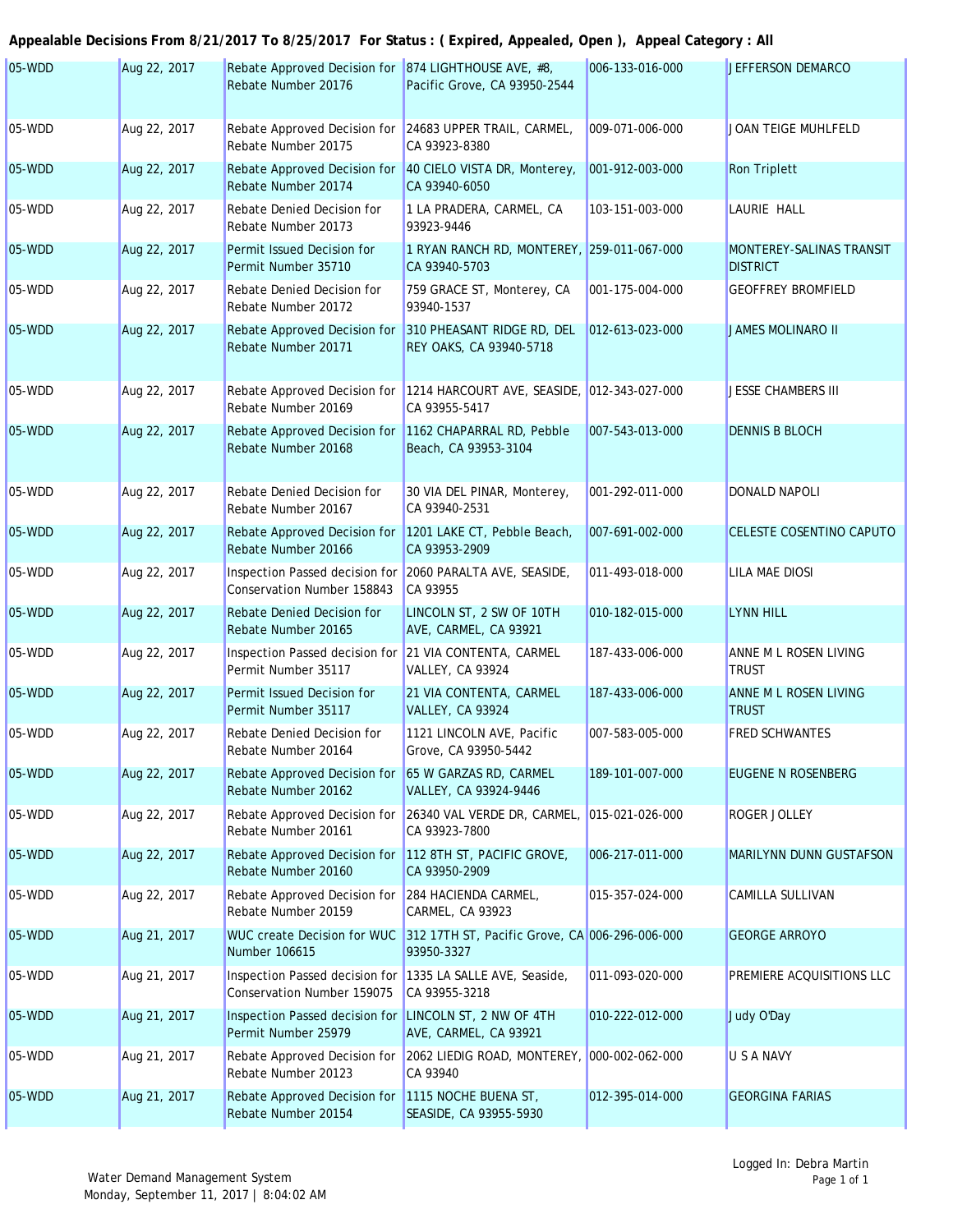**Appealable Decisions From 8/21/2017 To 8/25/2017 For Status : ( Expired, Appealed, Open ), Appeal Category : All**

| | | | | | |
|---|---|---|---|---|---|
| 05-WDD | Aug 22, 2017 | Rebate Approved Decision for Rebate Number 20176 | 874 LIGHTHOUSE AVE, #8, Pacific Grove, CA 93950-2544 | 006-133-016-000 | JEFFERSON DEMARCO |
| 05-WDD | Aug 22, 2017 | Rebate Approved Decision for Rebate Number 20175 | 24683 UPPER TRAIL, CARMEL, CA 93923-8380 | 009-071-006-000 | JOAN TEIGE MUHLFELD |
| 05-WDD | Aug 22, 2017 | Rebate Approved Decision for Rebate Number 20174 | 40 CIELO VISTA DR, Monterey, CA 93940-6050 | 001-912-003-000 | Ron Triplett |
| 05-WDD | Aug 22, 2017 | Rebate Denied Decision for Rebate Number 20173 | 1 LA PRADERA, CARMEL, CA 93923-9446 | 103-151-003-000 | LAURIE HALL |
| 05-WDD | Aug 22, 2017 | Permit Issued Decision for Permit Number 35710 | 1 RYAN RANCH RD, MONTEREY, CA 93940-5703 | 259-011-067-000 | MONTEREY-SALINAS TRANSIT DISTRICT |
| 05-WDD | Aug 22, 2017 | Rebate Denied Decision for Rebate Number 20172 | 759 GRACE ST, Monterey, CA 93940-1537 | 001-175-004-000 | GEOFFREY BROMFIELD |
| 05-WDD | Aug 22, 2017 | Rebate Approved Decision for Rebate Number 20171 | 310 PHEASANT RIDGE RD, DEL REY OAKS, CA 93940-5718 | 012-613-023-000 | JAMES MOLINARO II |
| 05-WDD | Aug 22, 2017 | Rebate Approved Decision for Rebate Number 20169 | 1214 HARCOURT AVE, SEASIDE, CA 93955-5417 | 012-343-027-000 | JESSE CHAMBERS III |
| 05-WDD | Aug 22, 2017 | Rebate Approved Decision for Rebate Number 20168 | 1162 CHAPARRAL RD, Pebble Beach, CA 93953-3104 | 007-543-013-000 | DENNIS B BLOCH |
| 05-WDD | Aug 22, 2017 | Rebate Denied Decision for Rebate Number 20167 | 30 VIA DEL PINAR, Monterey, CA 93940-2531 | 001-292-011-000 | DONALD NAPOLI |
| 05-WDD | Aug 22, 2017 | Rebate Approved Decision for Rebate Number 20166 | 1201 LAKE CT, Pebble Beach, CA 93953-2909 | 007-691-002-000 | CELESTE COSENTINO CAPUTO |
| 05-WDD | Aug 22, 2017 | Inspection Passed decision for Conservation Number 158843 | 2060 PARALTA AVE, SEASIDE, CA 93955 | 011-493-018-000 | LILA MAE DIOSI |
| 05-WDD | Aug 22, 2017 | Rebate Denied Decision for Rebate Number 20165 | LINCOLN ST, 2 SW OF 10TH AVE, CARMEL, CA 93921 | 010-182-015-000 | LYNN HILL |
| 05-WDD | Aug 22, 2017 | Inspection Passed decision for Permit Number 35117 | 21 VIA CONTENTA, CARMEL VALLEY, CA 93924 | 187-433-006-000 | ANNE M L ROSEN LIVING TRUST |
| 05-WDD | Aug 22, 2017 | Permit Issued Decision for Permit Number 35117 | 21 VIA CONTENTA, CARMEL VALLEY, CA 93924 | 187-433-006-000 | ANNE M L ROSEN LIVING TRUST |
| 05-WDD | Aug 22, 2017 | Rebate Denied Decision for Rebate Number 20164 | 1121 LINCOLN AVE, Pacific Grove, CA 93950-5442 | 007-583-005-000 | FRED SCHWANTES |
| 05-WDD | Aug 22, 2017 | Rebate Approved Decision for Rebate Number 20162 | 65 W GARZAS RD, CARMEL VALLEY, CA 93924-9446 | 189-101-007-000 | EUGENE N ROSENBERG |
| 05-WDD | Aug 22, 2017 | Rebate Approved Decision for Rebate Number 20161 | 26340 VAL VERDE DR, CARMEL, CA 93923-7800 | 015-021-026-000 | ROGER JOLLEY |
| 05-WDD | Aug 22, 2017 | Rebate Approved Decision for Rebate Number 20160 | 112 8TH ST, PACIFIC GROVE, CA 93950-2909 | 006-217-011-000 | MARILYNN DUNN GUSTAFSON |
| 05-WDD | Aug 22, 2017 | Rebate Approved Decision for Rebate Number 20159 | 284 HACIENDA CARMEL, CARMEL, CA 93923 | 015-357-024-000 | CAMILLA SULLIVAN |
| 05-WDD | Aug 21, 2017 | WUC create Decision for WUC Number 106615 | 312 17TH ST, Pacific Grove, CA 93950-3327 | 006-296-006-000 | GEORGE ARROYO |
| 05-WDD | Aug 21, 2017 | Inspection Passed decision for Conservation Number 159075 | 1335 LA SALLE AVE, Seaside, CA 93955-3218 | 011-093-020-000 | PREMIERE ACQUISITIONS LLC |
| 05-WDD | Aug 21, 2017 | Inspection Passed decision for Permit Number 25979 | LINCOLN ST, 2 NW OF 4TH AVE, CARMEL, CA 93921 | 010-222-012-000 | Judy O'Day |
| 05-WDD | Aug 21, 2017 | Rebate Approved Decision for Rebate Number 20123 | 2062 LIEDIG ROAD, MONTEREY, CA 93940 | 000-002-062-000 | U S A NAVY |
| 05-WDD | Aug 21, 2017 | Rebate Approved Decision for Rebate Number 20154 | 1115 NOCHE BUENA ST, SEASIDE, CA 93955-5930 | 012-395-014-000 | GEORGINA FARIAS |

Water Demand Management System
Monday, September 11, 2017 | 8:04:02 AM

Logged In: Debra Martin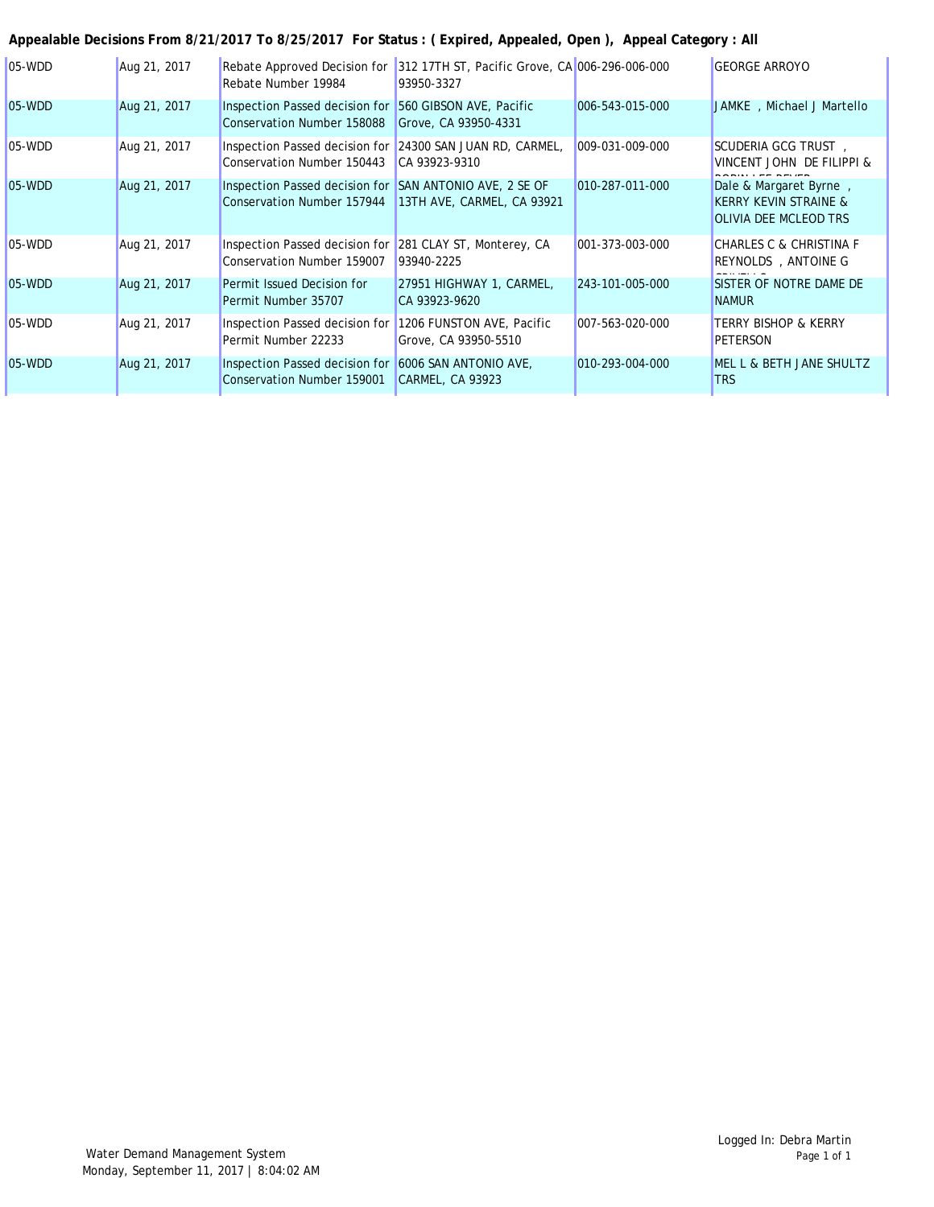**Appealable Decisions From 8/21/2017 To 8/25/2017 For Status : ( Expired, Appealed, Open ), Appeal Category : All**

| | | | | | | |
|---|---|---|---|---|---|---|
| 05-WDD | Aug 21, 2017 | Rebate Approved Decision for Rebate Number 19984 | 312 17TH ST, Pacific Grove, CA 93950-3327 | 006-296-006-000 | | GEORGE ARROYO |
| 05-WDD | Aug 21, 2017 | Inspection Passed decision for Conservation Number 158088 | 560 GIBSON AVE, Pacific Grove, CA 93950-4331 | 006-543-015-000 | | JAMKE , Michael J Martello |
| 05-WDD | Aug 21, 2017 | Inspection Passed decision for Conservation Number 150443 | 24300 SAN JUAN RD, CARMEL, CA 93923-9310 | 009-031-009-000 | | SCUDERIA GCG TRUST , VINCENT JOHN DE FILIPPI & |
| 05-WDD | Aug 21, 2017 | Inspection Passed decision for Conservation Number 157944 | SAN ANTONIO AVE, 2 SE OF 13TH AVE, CARMEL, CA 93921 | 010-287-011-000 | | Dale & Margaret Byrne , KERRY KEVIN STRAINE & OLIVIA DEE MCLEOD TRS |
| 05-WDD | Aug 21, 2017 | Inspection Passed decision for Conservation Number 159007 | 281 CLAY ST, Monterey, CA 93940-2225 | 001-373-003-000 | | CHARLES C & CHRISTINA F REYNOLDS , ANTOINE G |
| 05-WDD | Aug 21, 2017 | Permit Issued Decision for Permit Number 35707 | 27951 HIGHWAY 1, CARMEL, CA 93923-9620 | 243-101-005-000 | | SISTER OF NOTRE DAME DE NAMUR |
| 05-WDD | Aug 21, 2017 | Inspection Passed decision for Permit Number 22233 | 1206 FUNSTON AVE, Pacific Grove, CA 93950-5510 | 007-563-020-000 | | TERRY BISHOP & KERRY PETERSON |
| 05-WDD | Aug 21, 2017 | Inspection Passed decision for Conservation Number 159001 | 6006 SAN ANTONIO AVE, CARMEL, CA 93923 | 010-293-004-000 | | MEL L & BETH JANE SHULTZ TRS |

Water Demand Management System
Monday, September 11, 2017 | 8:04:02 AM

Logged In: Debra Martin